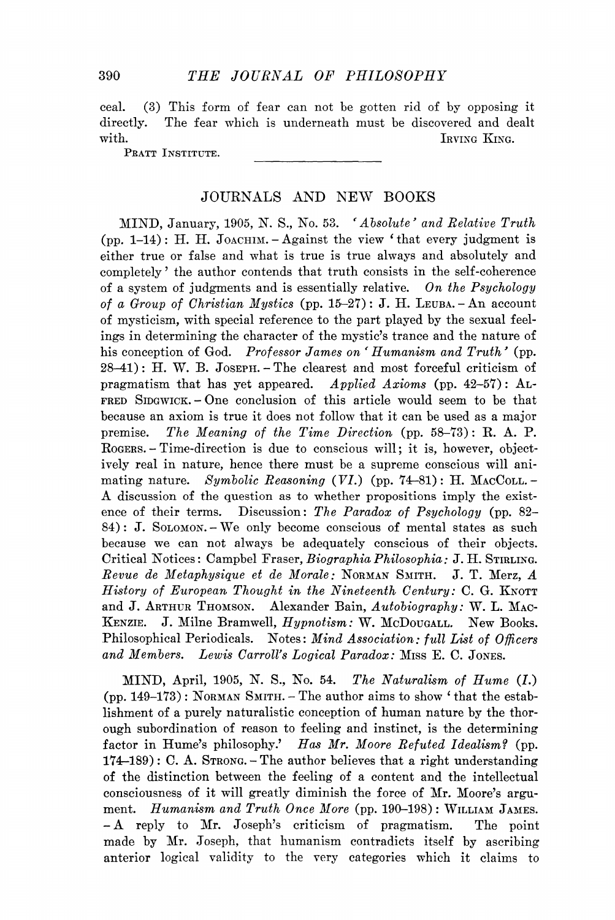ceal. (3) This form of fear can not be gotten rid of by opposing it directly. The fear which is underneath must be discovered and dealt with.

IRVING KING.

PRATT INSTITUTE.

## JOURNALS AND NEW BOOKS

MIND, January, 1905, N. S., No. 53. *'Absolute' and Relative Truth* (pp. 1–14): H. H. JOACHIM. – Against the view 'that every judgment is either true or false and what is true is true always and absolutely and completely' the author contends that truth consists in the self-coherence of a system of judgments and is essentially relative. *On the Psychology of a Group of Christian Mystics* (pp. 15–27): J. H. LEUBA. – An account of mysticism, with special reference to the part played by the sexual feelings in determining the character of the mystic's trance and the nature of his conception of God. *Professor James on 'Humanism and Truth'* (pp. 28–41): H. W. B. JOSEPH. – The clearest and most forceful criticism of pragmatism that has yet appeared. *Applied Axioms* (pp. 42–57): ALFRED SIDGWICK. – One conclusion of this article would seem to be that because an axiom is true it does not follow that it can be used as a major premise. *The Meaning of the Time Direction* (pp. 58–73): R. A. P. ROGERS. – Time-direction is due to conscious will; it is, however, objectively real in nature, hence there must be a supreme conscious will animating nature. *Symbolic Reasoning (VI.)* (pp. 74–81): H. MACCOLL. – A discussion of the question as to whether propositions imply the existence of their terms. Discussion: *The Paradox of Psychology* (pp. 82–84): J. SOLOMON. – We only become conscious of mental states as such because we can not always be adequately conscious of their objects. Critical Notices: Campbel Fraser, *Biographia Philosophia:* J. H. STIRLING. *Revue de Metaphysique et de Morale:* NORMAN SMITH. J. T. Merz, *A History of European Thought in the Nineteenth Century:* C. G. KNOTT and J. ARTHUR THOMSON. Alexander Bain, *Autobiography:* W. L. MACKENZIE. J. Milne Bramwell, *Hypnotism:* W. MCDOUGALL. New Books. Philosophical Periodicals. Notes: *Mind Association: full List of Officers and Members. Lewis Carroll's Logical Paradox:* MISS E. C. JONES.

MIND, April, 1905, N. S., No. 54. *The Naturalism of Hume (I.)* (pp. 149–173): NORMAN SMITH. – The author aims to show 'that the establishment of a purely naturalistic conception of human nature by the thorough subordination of reason to feeling and instinct, is the determining factor in Hume's philosophy.' *Has Mr. Moore Refuted Idealism?* (pp. 174–189): C. A. STRONG. – The author believes that a right understanding of the distinction between the feeling of a content and the intellectual consciousness of it will greatly diminish the force of Mr. Moore's argument. *Humanism and Truth Once More* (pp. 190–198): WILLIAM JAMES. – A reply to Mr. Joseph's criticism of pragmatism. The point made by Mr. Joseph, that humanism contradicts itself by ascribing anterior logical validity to the very categories which it claims to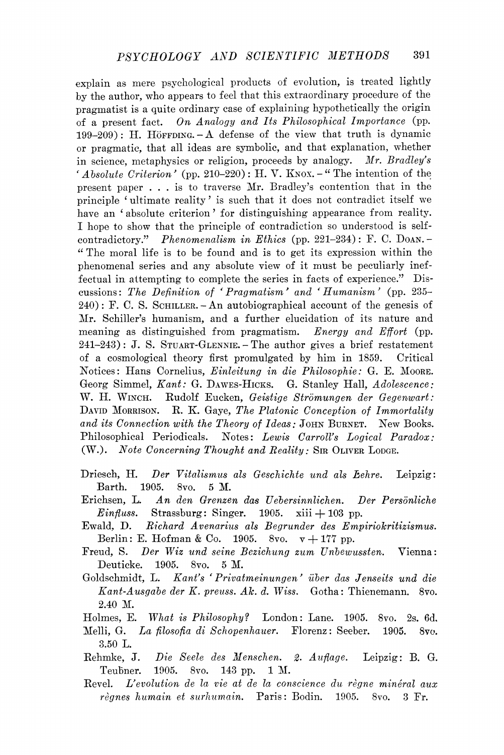explain as mere psychological products of evolution, is treated lightly by the author, who appears to feel that this extraordinary procedure of the pragmatist is a quite ordinary case of explaining hypothetically the origin of a present fact. *On Analogy and Its Philosophical Importance* (pp. 199–209): H. Höffding. – A defense of the view that truth is dynamic or pragmatic, that all ideas are symbolic, and that explanation, whether in science, metaphysics or religion, proceeds by analogy. *Mr. Bradley's 'Absolute Criterion'* (pp. 210–220): H. V. Knox. – "The intention of the present paper . . . is to traverse Mr. Bradley's contention that in the principle 'ultimate reality' is such that it does not contradict itself we have an 'absolute criterion' for distinguishing appearance from reality. I hope to show that the principle of contradiction so understood is self-contradictory." *Phenomenalism in Ethics* (pp. 221–234): F. C. Doan. – "The moral life is to be found and is to get its expression within the phenomenal series and any absolute view of it must be peculiarly ineffectual in attempting to complete the series in facts of experience." Discussions: *The Definition of 'Pragmatism' and 'Humanism'* (pp. 235–240): F. C. S. Schiller. – An autobiographical account of the genesis of Mr. Schiller's humanism, and a further elucidation of its nature and meaning as distinguished from pragmatism. *Energy and Effort* (pp. 241–243): J. S. Stuart-Glennie. – The author gives a brief restatement of a cosmological theory first promulgated by him in 1859. Critical Notices: Hans Cornelius, *Einleitung in die Philosophie:* G. E. Moore. Georg Simmel, *Kant:* G. Dawes-Hicks. G. Stanley Hall, *Adolescence:* W. H. Winch. Rudolf Eucken, *Geistige Strömungen der Gegenwart:* David Morrison. R. K. Gaye, *The Platonic Conception of Immortality and its Connection with the Theory of Ideas:* John Burnet. New Books. Philosophical Periodicals. Notes: *Lewis Carroll's Logical Paradox:* (W.). *Note Concerning Thought and Reality:* Sir Oliver Lodge.

Driesch, H. *Der Vitalismus als Geschichte und als Lehre.* Leipzig: Barth. 1905. 8vo. 5 M.

Erichsen, L. *An den Grenzen das Uebersinnlichen. Der Persönliche Einfluss.* Strassburg: Singer. 1905. xiii + 103 pp.

Ewald, D. *Richard Avenarius als Begrunder des Empiriokritizismus.* Berlin: E. Hofman & Co. 1905. 8vo. v + 177 pp.

Freud, S. *Der Wiz und seine Beziehung zum Unbewussten.* Vienna: Deuticke. 1905. 8vo. 5 M.

Goldschmidt, L. *Kant's 'Privatmeinungen' über das Jenseits und die Kant-Ausgabe der K. preuss. Ak. d. Wiss.* Gotha: Thienemann. 8vo. 2.40 M.

Holmes, E. *What is Philosophy?* London: Lane. 1905. 8vo. 2s. 6d.

Melli, G. *La filosofia di Schopenhauer.* Florenz: Seeber. 1905. 8vo. 3.50 L.

Rehmke, J. *Die Seele des Menschen. 2. Auflage.* Leipzig: B. G. Teubner. 1905. 8vo. 143 pp. 1 M.

Revel. *L'evolution de la vie at de la conscience du règne minéral aux règnes humain et surhumain.* Paris: Bodin. 1905. 8vo. 3 Fr.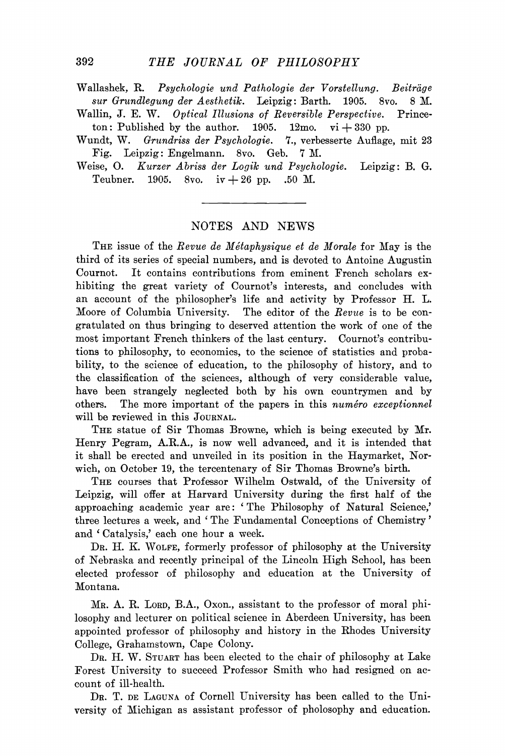Wallashek, R. *Psychologie und Pathologie der Vorstellung. Beiträge sur Grundlegung der Aesthetik.* Leipzig: Barth. 1905. 8vo. 8 M.

Wallin, J. E. W. *Optical Illusions of Reversible Perspective.* Princeton: Published by the author. 1905. 12mo. vi + 330 pp.

Wundt, W. *Grundriss der Psychologie.* 7., verbesserte Auflage, mit 23 Fig. Leipzig: Engelmann. 8vo. Geb. 7 M.

Weise, O. *Kurzer Abriss der Logik und Psychologie.* Leipzig: B. G. Teubner. 1905. 8vo. iv + 26 pp. .50 M.

---

## NOTES AND NEWS

THE issue of the *Revue de Métaphysique et de Morale* for May is the third of its series of special numbers, and is devoted to Antoine Augustin Cournot. It contains contributions from eminent French scholars exhibiting the great variety of Cournot's interests, and concludes with an account of the philosopher's life and activity by Professor H. L. Moore of Columbia University. The editor of the *Revue* is to be congratulated on thus bringing to deserved attention the work of one of the most important French thinkers of the last century. Cournot's contributions to philosophy, to economics, to the science of statistics and probability, to the science of education, to the philosophy of history, and to the classification of the sciences, although of very considerable value, have been strangely neglected both by his own countrymen and by others. The more important of the papers in this *numéro exceptionnel* will be reviewed in this JOURNAL.

THE statue of Sir Thomas Browne, which is being executed by Mr. Henry Pegram, A.R.A., is now well advanced, and it is intended that it shall be erected and unveiled in its position in the Haymarket, Norwich, on October 19, the tercentenary of Sir Thomas Browne's birth.

THE courses that Professor Wilhelm Ostwald, of the University of Leipzig, will offer at Harvard University during the first half of the approaching academic year are: 'The Philosophy of Natural Science,' three lectures a week, and 'The Fundamental Conceptions of Chemistry' and 'Catalysis,' each one hour a week.

DR. H. K. WOLFE, formerly professor of philosophy at the University of Nebraska and recently principal of the Lincoln High School, has been elected professor of philosophy and education at the University of Montana.

MR. A. R. LORD, B.A., Oxon., assistant to the professor of moral philosophy and lecturer on political science in Aberdeen University, has been appointed professor of philosophy and history in the Rhodes University College, Grahamstown, Cape Colony.

DR. H. W. STUART has been elected to the chair of philosophy at Lake Forest University to succeed Professor Smith who had resigned on account of ill-health.

DR. T. DE LAGUNA of Cornell University has been called to the University of Michigan as assistant professor of pholosophy and education.